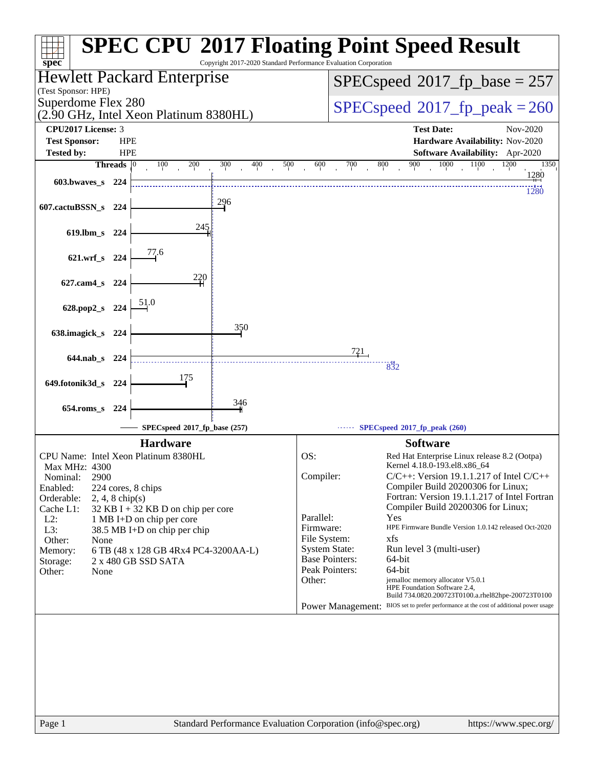# SPEC CPU 2017 Floating Point Speed Result

Copyright 2017-2020 Standard Performance Evaluation Corporation

**Hewlett Packard Enterprise**
(Test Sponsor: HPE)
Superdome Flex 280
(2.90 GHz, Intel Xeon Platinum 8380HL)

SPECspeed 2017_fp_base = 257

SPECspeed 2017_fp_peak = 260

**CPU2017 License:** 3
**Test Sponsor:** HPE
**Tested by:** HPE

**Test Date:** Nov-2020
**Hardware Availability:** Nov-2020
**Software Availability:** Apr-2020

| Benchmark | Threads | Base | Peak |
|---|---|---|---|
| 603.bwaves_s | 224 | 1280 | 1280 |
| 607.cactuBSSN_s | 224 | 296 | |
| 619.lbm_s | 224 | 245 | |
| 621.wrf_s | 224 | 77.6 | |
| 627.cam4_s | 224 | 220 | |
| 628.pop2_s | 224 | 51.0 | |
| 638.imagick_s | 224 | 350 | |
| 644.nab_s | 224 | 721 | 832 |
| 649.fotonik3d_s | 224 | 175 | |
| 654.roms_s | 224 | 346 | |

SPECspeed 2017_fp_base (257) — SPECspeed 2017_fp_peak (260)

## Hardware

- **CPU Name:** Intel Xeon Platinum 8380HL
- **Max MHz:** 4300
- **Nominal:** 2900
- **Enabled:** 224 cores, 8 chips
- **Orderable:** 2, 4, 8 chip(s)
- **Cache L1:** 32 KB I + 32 KB D on chip per core
- **L2:** 1 MB I+D on chip per core
- **L3:** 38.5 MB I+D on chip per chip
- **Other:** None
- **Memory:** 6 TB (48 x 128 GB 4Rx4 PC4-3200AA-L)
- **Storage:** 2 x 480 GB SSD SATA
- **Other:** None

## Software

- **OS:** Red Hat Enterprise Linux release 8.2 (Ootpa) Kernel 4.18.0-193.el8.x86_64
- **Compiler:** C/C++: Version 19.1.1.217 of Intel C/C++ Compiler Build 20200306 for Linux; Fortran: Version 19.1.1.217 of Intel Fortran Compiler Build 20200306 for Linux;
- **Parallel:** Yes
- **Firmware:** HPE Firmware Bundle Version 1.0.142 released Oct-2020
- **File System:** xfs
- **System State:** Run level 3 (multi-user)
- **Base Pointers:** 64-bit
- **Peak Pointers:** 64-bit
- **Other:** jemalloc memory allocator V5.0.1 HPE Foundation Software 2.4, Build 734.0820.200723T0100.a.rhel82hpe-200723T0100
- **Power Management:** BIOS set to prefer performance at the cost of additional power usage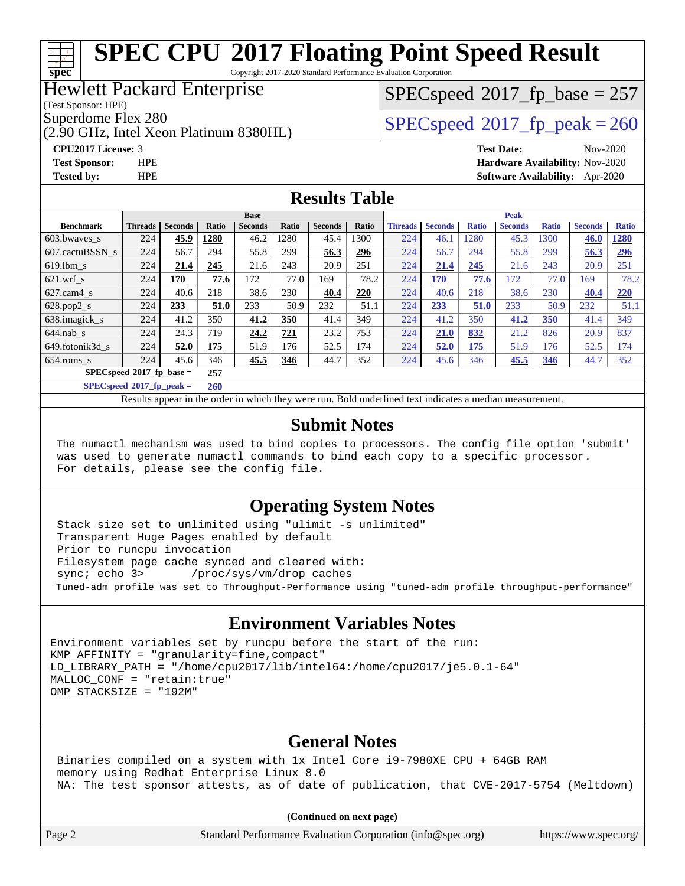# SPEC CPU 2017 Floating Point Speed Result

Copyright 2017-2020 Standard Performance Evaluation Corporation

**Hewlett Packard Enterprise**
(Test Sponsor: HPE)
Superdome Flex 280
(2.90 GHz, Intel Xeon Platinum 8380HL)

SPECspeed 2017_fp_base = 257

SPECspeed 2017_fp_peak = 260

**CPU2017 License:** 3
**Test Sponsor:** HPE
**Tested by:** HPE

**Test Date:** Nov-2020
**Hardware Availability:** Nov-2020
**Software Availability:** Apr-2020

## Results Table

| Benchmark | Base | | | | | | | Peak | | | | | | |
|---|---|---|---|---|---|---|---|---|---|---|---|---|---|---|
| | Threads | Seconds | Ratio | Seconds | Ratio | Seconds | Ratio | Threads | Seconds | Ratio | Seconds | Ratio | Seconds | Ratio |
| 603.bwaves_s | 224 | **45.9** | **1280** | 46.2 | 1280 | 45.4 | 1300 | 224 | 46.1 | 1280 | 45.3 | 1300 | **46.0** | **1280** |
| 607.cactuBSSN_s | 224 | 56.7 | 294 | 55.8 | 299 | **56.3** | **296** | 224 | 56.7 | 294 | 55.8 | 299 | **56.3** | **296** |
| 619.lbm_s | 224 | **21.4** | **245** | 21.6 | 243 | 20.9 | 251 | 224 | **21.4** | **245** | 21.6 | 243 | 20.9 | 251 |
| 621.wrf_s | 224 | **170** | **77.6** | 172 | 77.0 | 169 | 78.2 | 224 | **170** | **77.6** | 172 | 77.0 | 169 | 78.2 |
| 627.cam4_s | 224 | 40.6 | 218 | 38.6 | 230 | **40.4** | **220** | 224 | 40.6 | 218 | 38.6 | 230 | **40.4** | **220** |
| 628.pop2_s | 224 | **233** | **51.0** | 233 | 50.9 | 232 | 51.1 | 224 | **233** | **51.0** | 233 | 50.9 | 232 | 51.1 |
| 638.imagick_s | 224 | 41.2 | 350 | **41.2** | **350** | 41.4 | 349 | 224 | 41.2 | 350 | **41.2** | **350** | 41.4 | 349 |
| 644.nab_s | 224 | 24.3 | 719 | **24.2** | **721** | 23.2 | 753 | 224 | **21.0** | **832** | 21.2 | 826 | 20.9 | 837 |
| 649.fotonik3d_s | 224 | **52.0** | **175** | 51.9 | 176 | 52.5 | 174 | 224 | **52.0** | **175** | 51.9 | 176 | 52.5 | 174 |
| 654.roms_s | 224 | 45.6 | 346 | **45.5** | **346** | 44.7 | 352 | 224 | 45.6 | 346 | **45.5** | **346** | 44.7 | 352 |

**SPECspeed 2017_fp_base = 257**

**SPECspeed 2017_fp_peak = 260**

Results appear in the order in which they were run. Bold underlined text indicates a median measurement.

## Submit Notes

```
The numactl mechanism was used to bind copies to processors. The config file option 'submit'
was used to generate numactl commands to bind each copy to a specific processor.
For details, please see the config file.
```

## Operating System Notes

```
Stack size set to unlimited using "ulimit -s unlimited"
Transparent Huge Pages enabled by default
Prior to runcpu invocation
Filesystem page cache synced and cleared with:
sync; echo 3>       /proc/sys/vm/drop_caches
Tuned-adm profile was set to Throughput-Performance using "tuned-adm profile throughput-performance"
```

## Environment Variables Notes

```
Environment variables set by runcpu before the start of the run:
KMP_AFFINITY = "granularity=fine,compact"
LD_LIBRARY_PATH = "/home/cpu2017/lib/intel64:/home/cpu2017/je5.0.1-64"
MALLOC_CONF = "retain:true"
OMP_STACKSIZE = "192M"
```

## General Notes

```
Binaries compiled on a system with 1x Intel Core i9-7980XE CPU + 64GB RAM
memory using Redhat Enterprise Linux 8.0
NA: The test sponsor attests, as of date of publication, that CVE-2017-5754 (Meltdown)
```

**(Continued on next page)**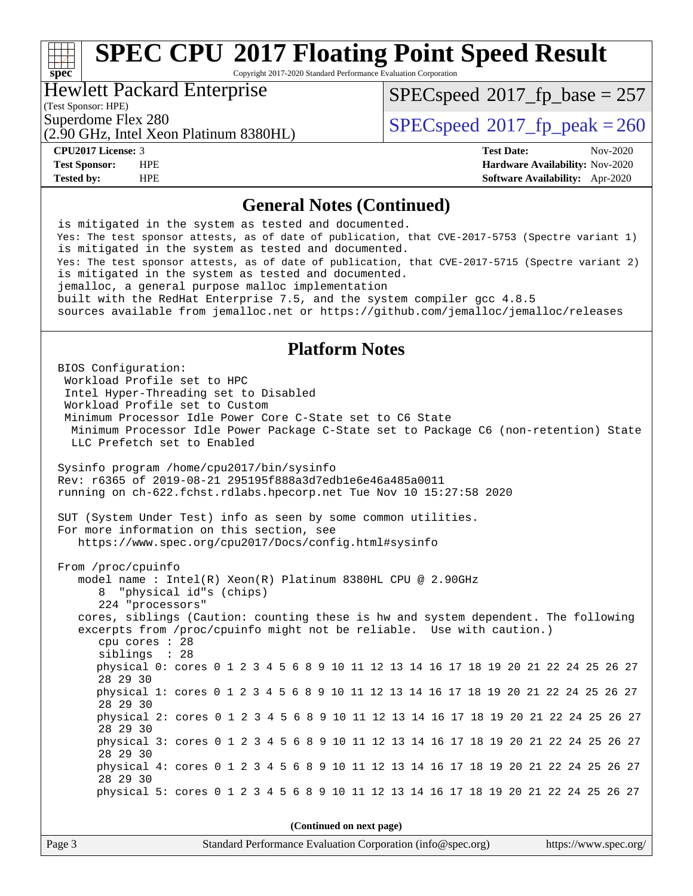# SPEC CPU 2017 Floating Point Speed Result

Copyright 2017-2020 Standard Performance Evaluation Corporation

**Hewlett Packard Enterprise**
(Test Sponsor: HPE)
Superdome Flex 280
(2.90 GHz, Intel Xeon Platinum 8380HL)

SPECspeed 2017_fp_base = 257
SPECspeed 2017_fp_peak = 260

**CPU2017 License:** 3
**Test Sponsor:** HPE
**Tested by:** HPE

**Test Date:** Nov-2020
**Hardware Availability:** Nov-2020
**Software Availability:** Apr-2020

## General Notes (Continued)

```
is mitigated in the system as tested and documented.
Yes: The test sponsor attests, as of date of publication, that CVE-2017-5753 (Spectre variant 1)
is mitigated in the system as tested and documented.
Yes: The test sponsor attests, as of date of publication, that CVE-2017-5715 (Spectre variant 2)
is mitigated in the system as tested and documented.
jemalloc, a general purpose malloc implementation
built with the RedHat Enterprise 7.5, and the system compiler gcc 4.8.5
sources available from jemalloc.net or https://github.com/jemalloc/jemalloc/releases
```

## Platform Notes

```
BIOS Configuration:
 Workload Profile set to HPC
 Intel Hyper-Threading set to Disabled
 Workload Profile set to Custom
 Minimum Processor Idle Power Core C-State set to C6 State
  Minimum Processor Idle Power Package C-State set to Package C6 (non-retention) State
  LLC Prefetch set to Enabled

Sysinfo program /home/cpu2017/bin/sysinfo
Rev: r6365 of 2019-08-21 295195f888a3d7edb1e6e46a485a0011
running on ch-622.fchst.rdlabs.hpecorp.net Tue Nov 10 15:27:58 2020

SUT (System Under Test) info as seen by some common utilities.
For more information on this section, see
   https://www.spec.org/cpu2017/Docs/config.html#sysinfo

From /proc/cpuinfo
   model name : Intel(R) Xeon(R) Platinum 8380HL CPU @ 2.90GHz
      8  "physical id"s (chips)
      224 "processors"
   cores, siblings (Caution: counting these is hw and system dependent. The following
   excerpts from /proc/cpuinfo might not be reliable.  Use with caution.)
      cpu cores : 28
      siblings  : 28
      physical 0: cores 0 1 2 3 4 5 6 8 9 10 11 12 13 14 16 17 18 19 20 21 22 24 25 26 27
      28 29 30
      physical 1: cores 0 1 2 3 4 5 6 8 9 10 11 12 13 14 16 17 18 19 20 21 22 24 25 26 27
      28 29 30
      physical 2: cores 0 1 2 3 4 5 6 8 9 10 11 12 13 14 16 17 18 19 20 21 22 24 25 26 27
      28 29 30
      physical 3: cores 0 1 2 3 4 5 6 8 9 10 11 12 13 14 16 17 18 19 20 21 22 24 25 26 27
      28 29 30
      physical 4: cores 0 1 2 3 4 5 6 8 9 10 11 12 13 14 16 17 18 19 20 21 22 24 25 26 27
      28 29 30
      physical 5: cores 0 1 2 3 4 5 6 8 9 10 11 12 13 14 16 17 18 19 20 21 22 24 25 26 27
```

(Continued on next page)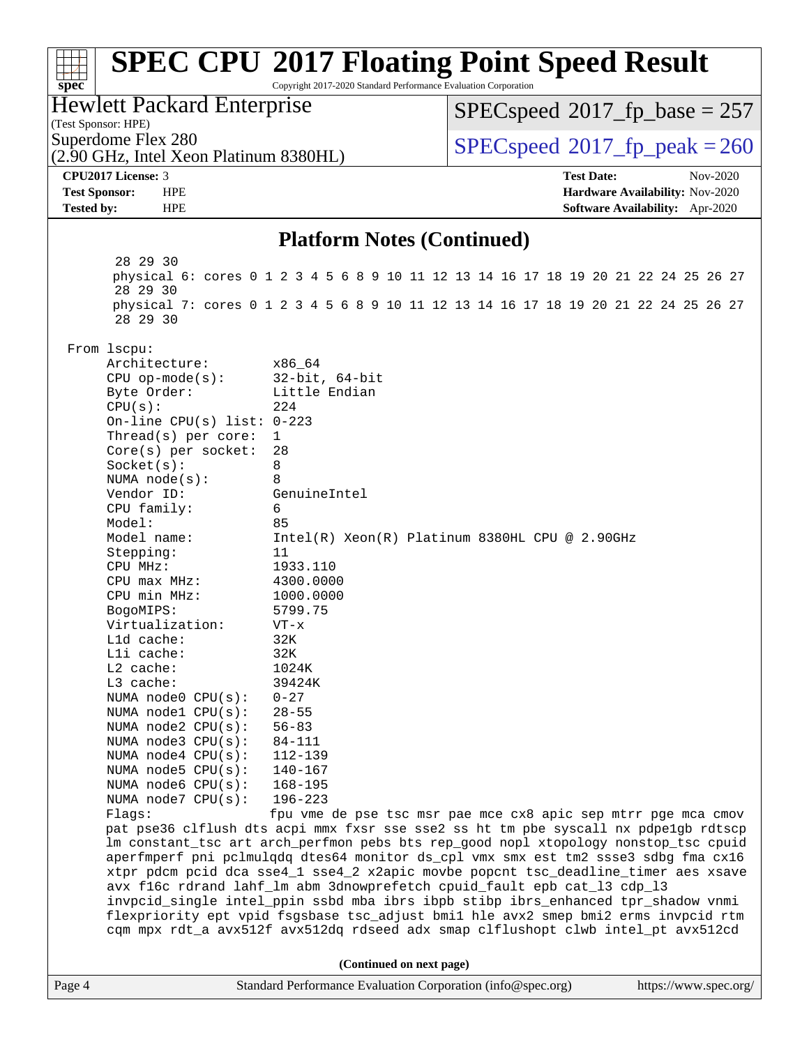## Platform Notes (Continued)

```
        28 29 30
        physical 6: cores 0 1 2 3 4 5 6 8 9 10 11 12 13 14 16 17 18 19 20 21 22 24 25 26 27
        28 29 30
        physical 7: cores 0 1 2 3 4 5 6 8 9 10 11 12 13 14 16 17 18 19 20 21 22 24 25 26 27
        28 29 30

 From lscpu:
      Architecture:        x86_64
      CPU op-mode(s):      32-bit, 64-bit
      Byte Order:          Little Endian
      CPU(s):              224
      On-line CPU(s) list: 0-223
      Thread(s) per core:  1
      Core(s) per socket:  28
      Socket(s):           8
      NUMA node(s):        8
      Vendor ID:           GenuineIntel
      CPU family:          6
      Model:               85
      Model name:          Intel(R) Xeon(R) Platinum 8380HL CPU @ 2.90GHz
      Stepping:            11
      CPU MHz:             1933.110
      CPU max MHz:         4300.0000
      CPU min MHz:         1000.0000
      BogoMIPS:            5799.75
      Virtualization:      VT-x
      L1d cache:           32K
      L1i cache:           32K
      L2 cache:            1024K
      L3 cache:            39424K
      NUMA node0 CPU(s):   0-27
      NUMA node1 CPU(s):   28-55
      NUMA node2 CPU(s):   56-83
      NUMA node3 CPU(s):   84-111
      NUMA node4 CPU(s):   112-139
      NUMA node5 CPU(s):   140-167
      NUMA node6 CPU(s):   168-195
      NUMA node7 CPU(s):   196-223
      Flags:               fpu vme de pse tsc msr pae mce cx8 apic sep mtrr pge mca cmov
      pat pse36 clflush dts acpi mmx fxsr sse sse2 ss ht tm pbe syscall nx pdpe1gb rdtscp
      lm constant_tsc art arch_perfmon pebs bts rep_good nopl xtopology nonstop_tsc cpuid
      aperfmperf pni pclmulqdq dtes64 monitor ds_cpl vmx smx est tm2 ssse3 sdbg fma cx16
      xtpr pdcm pcid dca sse4_1 sse4_2 x2apic movbe popcnt tsc_deadline_timer aes xsave
      avx f16c rdrand lahf_lm abm 3dnowprefetch cpuid_fault epb cat_l3 cdp_l3
      invpcid_single intel_ppin ssbd mba ibrs ibpb stibp ibrs_enhanced tpr_shadow vnmi
      flexpriority ept vpid fsgsbase tsc_adjust bmi1 hle avx2 smep bmi2 erms invpcid rtm
      cqm mpx rdt_a avx512f avx512dq rdseed adx smap clflushopt clwb intel_pt avx512cd
```

**(Continued on next page)**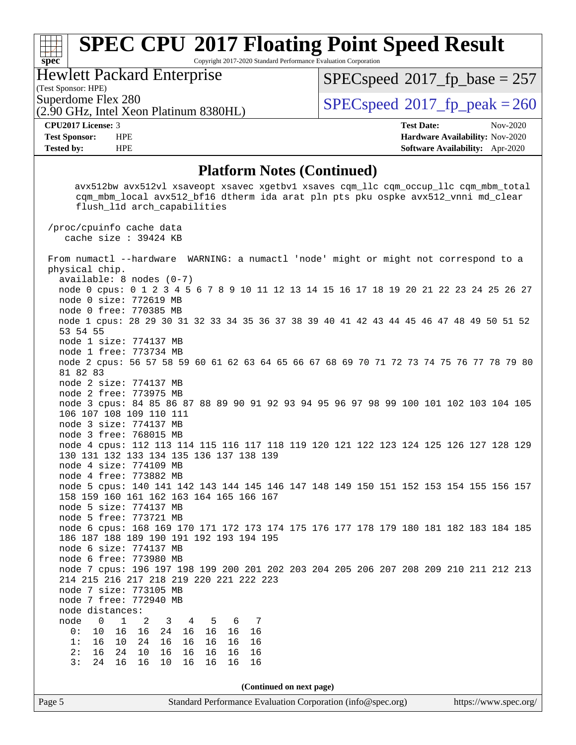# SPEC CPU 2017 Floating Point Speed Result

Copyright 2017-2020 Standard Performance Evaluation Corporation

**Hewlett Packard Enterprise**
(Test Sponsor: HPE)
Superdome Flex 280
(2.90 GHz, Intel Xeon Platinum 8380HL)

SPECspeed 2017_fp_base = 257
SPECspeed 2017_fp_peak = 260

**CPU2017 License:** 3
**Test Sponsor:** HPE
**Tested by:** HPE

**Test Date:** Nov-2020
**Hardware Availability:** Nov-2020
**Software Availability:** Apr-2020

## Platform Notes (Continued)

```
      avx512bw avx512vl xsaveopt xsavec xgetbv1 xsaves cqm_llc cqm_occup_llc cqm_mbm_total
      cqm_mbm_local avx512_bf16 dtherm ida arat pln pts pku ospke avx512_vnni md_clear
      flush_l1d arch_capabilities

 /proc/cpuinfo cache data
    cache size : 39424 KB

 From numactl --hardware  WARNING: a numactl 'node' might or might not correspond to a
 physical chip.
   available: 8 nodes (0-7)
   node 0 cpus: 0 1 2 3 4 5 6 7 8 9 10 11 12 13 14 15 16 17 18 19 20 21 22 23 24 25 26 27
   node 0 size: 772619 MB
   node 0 free: 770385 MB
   node 1 cpus: 28 29 30 31 32 33 34 35 36 37 38 39 40 41 42 43 44 45 46 47 48 49 50 51 52
   53 54 55
   node 1 size: 774137 MB
   node 1 free: 773734 MB
   node 2 cpus: 56 57 58 59 60 61 62 63 64 65 66 67 68 69 70 71 72 73 74 75 76 77 78 79 80
   81 82 83
   node 2 size: 774137 MB
   node 2 free: 773975 MB
   node 3 cpus: 84 85 86 87 88 89 90 91 92 93 94 95 96 97 98 99 100 101 102 103 104 105
   106 107 108 109 110 111
   node 3 size: 774137 MB
   node 3 free: 768015 MB
   node 4 cpus: 112 113 114 115 116 117 118 119 120 121 122 123 124 125 126 127 128 129
   130 131 132 133 134 135 136 137 138 139
   node 4 size: 774109 MB
   node 4 free: 773882 MB
   node 5 cpus: 140 141 142 143 144 145 146 147 148 149 150 151 152 153 154 155 156 157
   158 159 160 161 162 163 164 165 166 167
   node 5 size: 774137 MB
   node 5 free: 773721 MB
   node 6 cpus: 168 169 170 171 172 173 174 175 176 177 178 179 180 181 182 183 184 185
   186 187 188 189 190 191 192 193 194 195
   node 6 size: 774137 MB
   node 6 free: 773980 MB
   node 7 cpus: 196 197 198 199 200 201 202 203 204 205 206 207 208 209 210 211 212 213
   214 215 216 217 218 219 220 221 222 223
   node 7 size: 773105 MB
   node 7 free: 772940 MB
   node distances:
   node   0   1   2   3   4   5   6   7
     0:  10  16  16  24  16  16  16  16
     1:  16  10  24  16  16  16  16  16
     2:  16  24  10  16  16  16  16  16
     3:  24  16  16  10  16  16  16  16
```

(Continued on next page)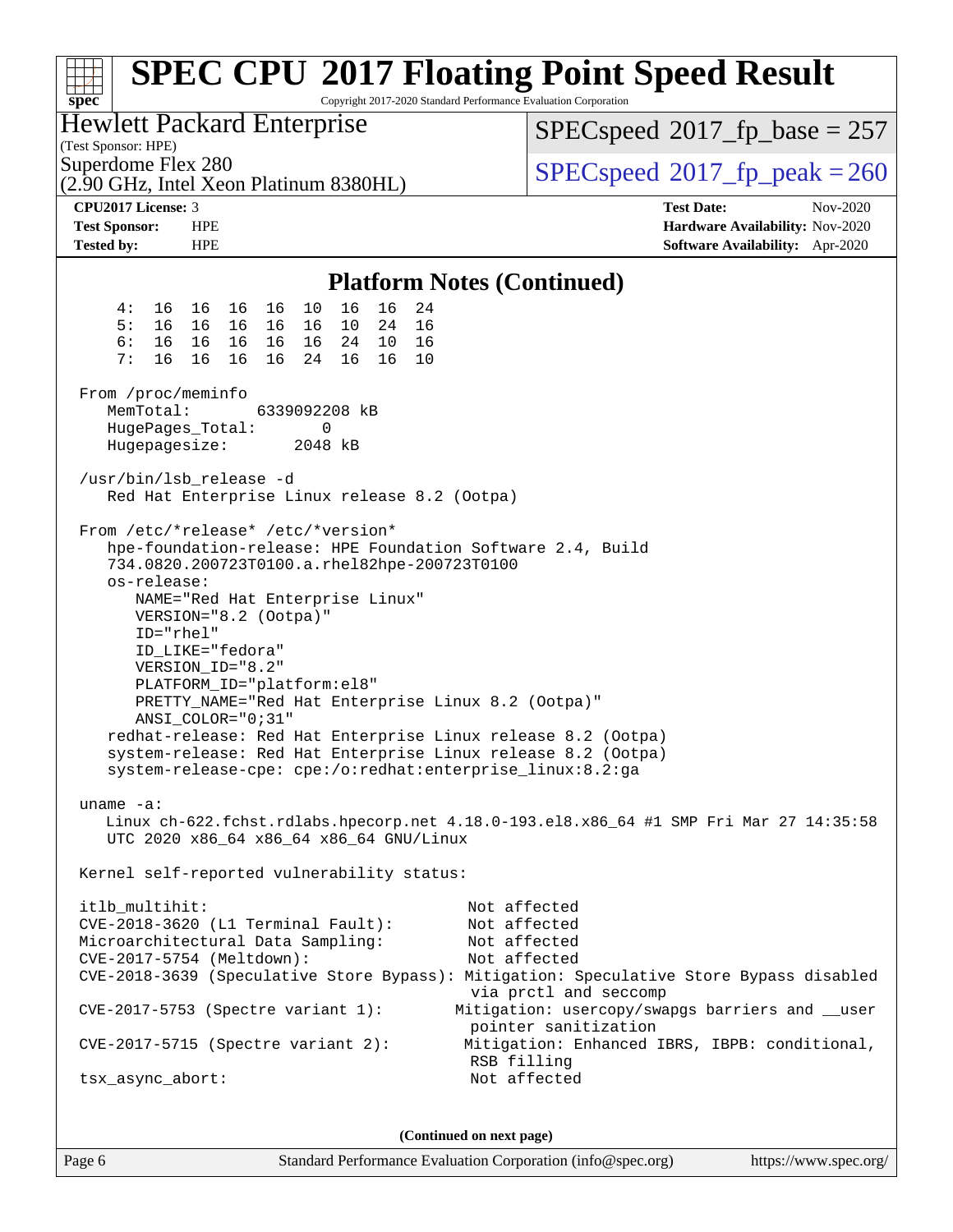## Platform Notes (Continued)

```
    4:  16  16  16  16  10  16  16  24
    5:  16  16  16  16  16  10  24  16
    6:  16  16  16  16  16  24  10  16
    7:  16  16  16  16  24  16  16  10

From /proc/meminfo
   MemTotal:       6339092208 kB
   HugePages_Total:       0
   Hugepagesize:       2048 kB

/usr/bin/lsb_release -d
   Red Hat Enterprise Linux release 8.2 (Ootpa)

From /etc/*release* /etc/*version*
   hpe-foundation-release: HPE Foundation Software 2.4, Build
   734.0820.200723T0100.a.rhel82hpe-200723T0100
   os-release:
      NAME="Red Hat Enterprise Linux"
      VERSION="8.2 (Ootpa)"
      ID="rhel"
      ID_LIKE="fedora"
      VERSION_ID="8.2"
      PLATFORM_ID="platform:el8"
      PRETTY_NAME="Red Hat Enterprise Linux 8.2 (Ootpa)"
      ANSI_COLOR="0;31"
   redhat-release: Red Hat Enterprise Linux release 8.2 (Ootpa)
   system-release: Red Hat Enterprise Linux release 8.2 (Ootpa)
   system-release-cpe: cpe:/o:redhat:enterprise_linux:8.2:ga

uname -a:
   Linux ch-622.fchst.rdlabs.hpecorp.net 4.18.0-193.el8.x86_64 #1 SMP Fri Mar 27 14:35:58
   UTC 2020 x86_64 x86_64 x86_64 GNU/Linux

Kernel self-reported vulnerability status:

itlb_multihit:                                         Not affected
CVE-2018-3620 (L1 Terminal Fault):                     Not affected
Microarchitectural Data Sampling:                      Not affected
CVE-2017-5754 (Meltdown):                              Not affected
CVE-2018-3639 (Speculative Store Bypass): Mitigation: Speculative Store Bypass disabled
                                                        via prctl and seccomp
CVE-2017-5753 (Spectre variant 1):                    Mitigation: usercopy/swapgs barriers and __user
                                                        pointer sanitization
CVE-2017-5715 (Spectre variant 2):                     Mitigation: Enhanced IBRS, IBPB: conditional,
                                                        RSB filling
tsx_async_abort:                                        Not affected
```

**(Continued on next page)**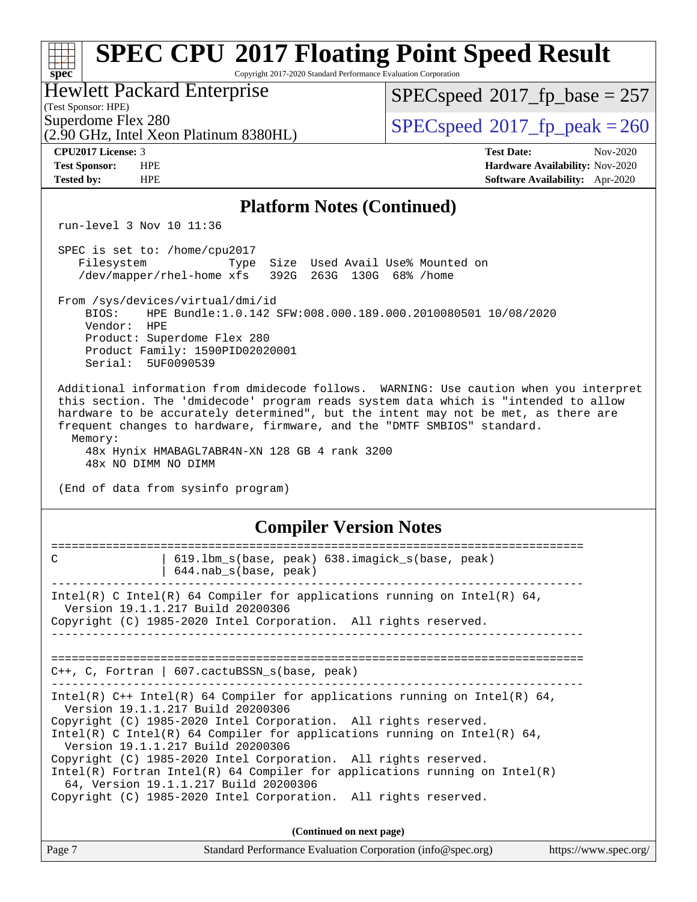# SPEC CPU 2017 Floating Point Speed Result

Copyright 2017-2020 Standard Performance Evaluation Corporation

**Hewlett Packard Enterprise**
(Test Sponsor: HPE)
Superdome Flex 280
(2.90 GHz, Intel Xeon Platinum 8380HL)

SPECspeed 2017_fp_base = 257
SPECspeed 2017_fp_peak = 260

**CPU2017 License:** 3
**Test Sponsor:** HPE
**Tested by:** HPE

**Test Date:** Nov-2020
**Hardware Availability:** Nov-2020
**Software Availability:** Apr-2020

## Platform Notes (Continued)

```
 run-level 3 Nov 10 11:36

 SPEC is set to: /home/cpu2017
    Filesystem            Type  Size  Used Avail Use% Mounted on
    /dev/mapper/rhel-home xfs   392G  263G  130G  68% /home

 From /sys/devices/virtual/dmi/id
     BIOS:    HPE Bundle:1.0.142 SFW:008.000.189.000.2010080501 10/08/2020
     Vendor:  HPE
     Product: Superdome Flex 280
     Product Family: 1590PID02020001
     Serial:  5UF0090539

 Additional information from dmidecode follows.  WARNING: Use caution when you interpret
 this section. The 'dmidecode' program reads system data which is "intended to allow
 hardware to be accurately determined", but the intent may not be met, as there are
 frequent changes to hardware, firmware, and the "DMTF SMBIOS" standard.
   Memory:
     48x Hynix HMABAGL7ABR4N-XN 128 GB 4 rank 3200
     48x NO DIMM NO DIMM

 (End of data from sysinfo program)
```

## Compiler Version Notes

```
==============================================================================
C                | 619.lbm_s(base, peak) 638.imagick_s(base, peak)
                 | 644.nab_s(base, peak)
------------------------------------------------------------------------------
Intel(R) C Intel(R) 64 Compiler for applications running on Intel(R) 64,
  Version 19.1.1.217 Build 20200306
Copyright (C) 1985-2020 Intel Corporation.  All rights reserved.
------------------------------------------------------------------------------

==============================================================================
C++, C, Fortran | 607.cactuBSSN_s(base, peak)
------------------------------------------------------------------------------
Intel(R) C++ Intel(R) 64 Compiler for applications running on Intel(R) 64,
  Version 19.1.1.217 Build 20200306
Copyright (C) 1985-2020 Intel Corporation.  All rights reserved.
Intel(R) C Intel(R) 64 Compiler for applications running on Intel(R) 64,
  Version 19.1.1.217 Build 20200306
Copyright (C) 1985-2020 Intel Corporation.  All rights reserved.
Intel(R) Fortran Intel(R) 64 Compiler for applications running on Intel(R)
  64, Version 19.1.1.217 Build 20200306
Copyright (C) 1985-2020 Intel Corporation.  All rights reserved.
```

**(Continued on next page)**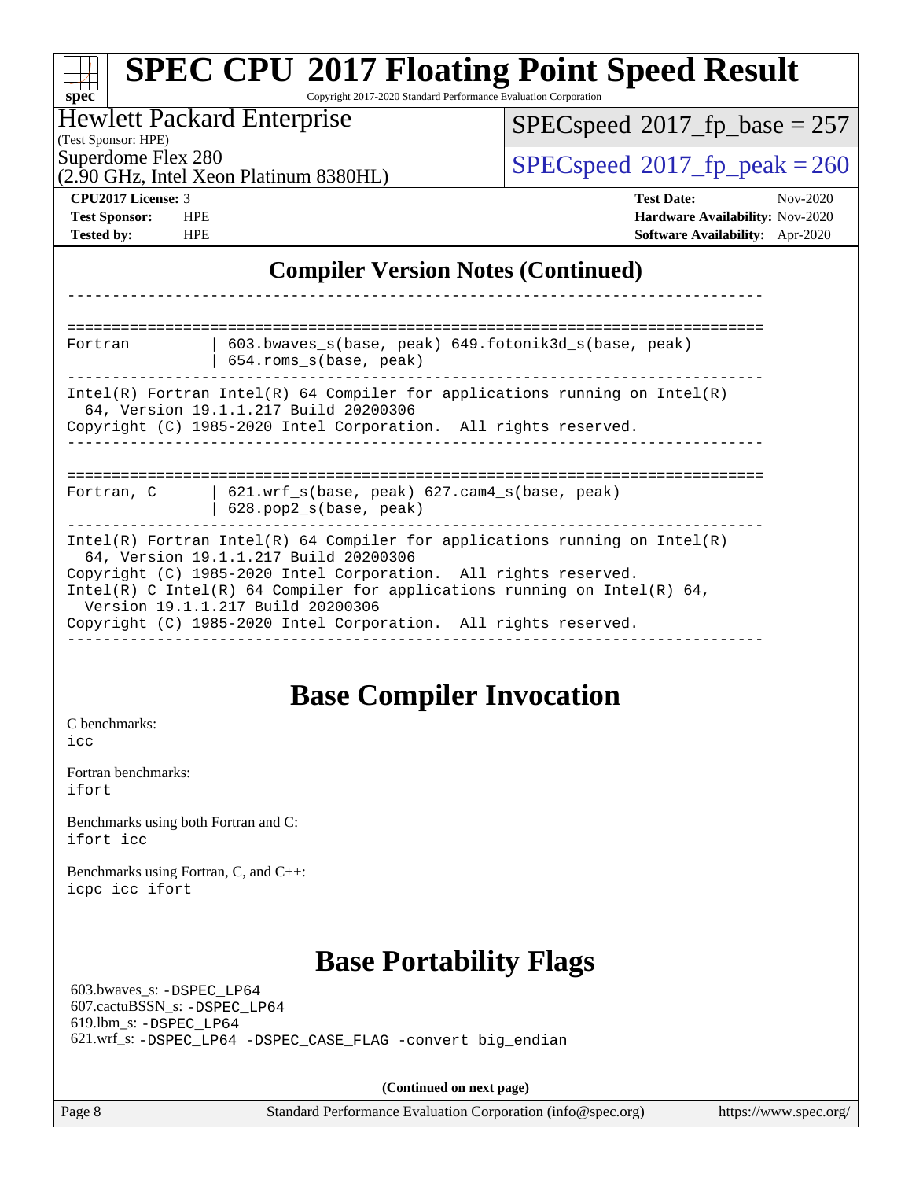# SPEC CPU 2017 Floating Point Speed Result

Copyright 2017-2020 Standard Performance Evaluation Corporation

**Hewlett Packard Enterprise**
(Test Sponsor: HPE)
Superdome Flex 280
(2.90 GHz, Intel Xeon Platinum 8380HL)

SPECspeed 2017_fp_base = 257
SPECspeed 2017_fp_peak = 260

**CPU2017 License:** 3
**Test Sponsor:** HPE
**Tested by:** HPE

**Test Date:** Nov-2020
**Hardware Availability:** Nov-2020
**Software Availability:** Apr-2020

## Compiler Version Notes (Continued)

```
------------------------------------------------------------------------------

==============================================================================
Fortran         | 603.bwaves_s(base, peak) 649.fotonik3d_s(base, peak)
                | 654.roms_s(base, peak)
------------------------------------------------------------------------------
Intel(R) Fortran Intel(R) 64 Compiler for applications running on Intel(R)
  64, Version 19.1.1.217 Build 20200306
Copyright (C) 1985-2020 Intel Corporation.  All rights reserved.
------------------------------------------------------------------------------

==============================================================================
Fortran, C      | 621.wrf_s(base, peak) 627.cam4_s(base, peak)
                | 628.pop2_s(base, peak)
------------------------------------------------------------------------------
Intel(R) Fortran Intel(R) 64 Compiler for applications running on Intel(R)
  64, Version 19.1.1.217 Build 20200306
Copyright (C) 1985-2020 Intel Corporation.  All rights reserved.
Intel(R) C Intel(R) 64 Compiler for applications running on Intel(R) 64,
  Version 19.1.1.217 Build 20200306
Copyright (C) 1985-2020 Intel Corporation.  All rights reserved.
------------------------------------------------------------------------------
```

## Base Compiler Invocation

C benchmarks:
`icc`

Fortran benchmarks:
`ifort`

Benchmarks using both Fortran and C:
`ifort icc`

Benchmarks using Fortran, C, and C++:
`icpc icc ifort`

## Base Portability Flags

603.bwaves_s: `-DSPEC_LP64`
607.cactuBSSN_s: `-DSPEC_LP64`
619.lbm_s: `-DSPEC_LP64`
621.wrf_s: `-DSPEC_LP64 -DSPEC_CASE_FLAG -convert big_endian`

**(Continued on next page)**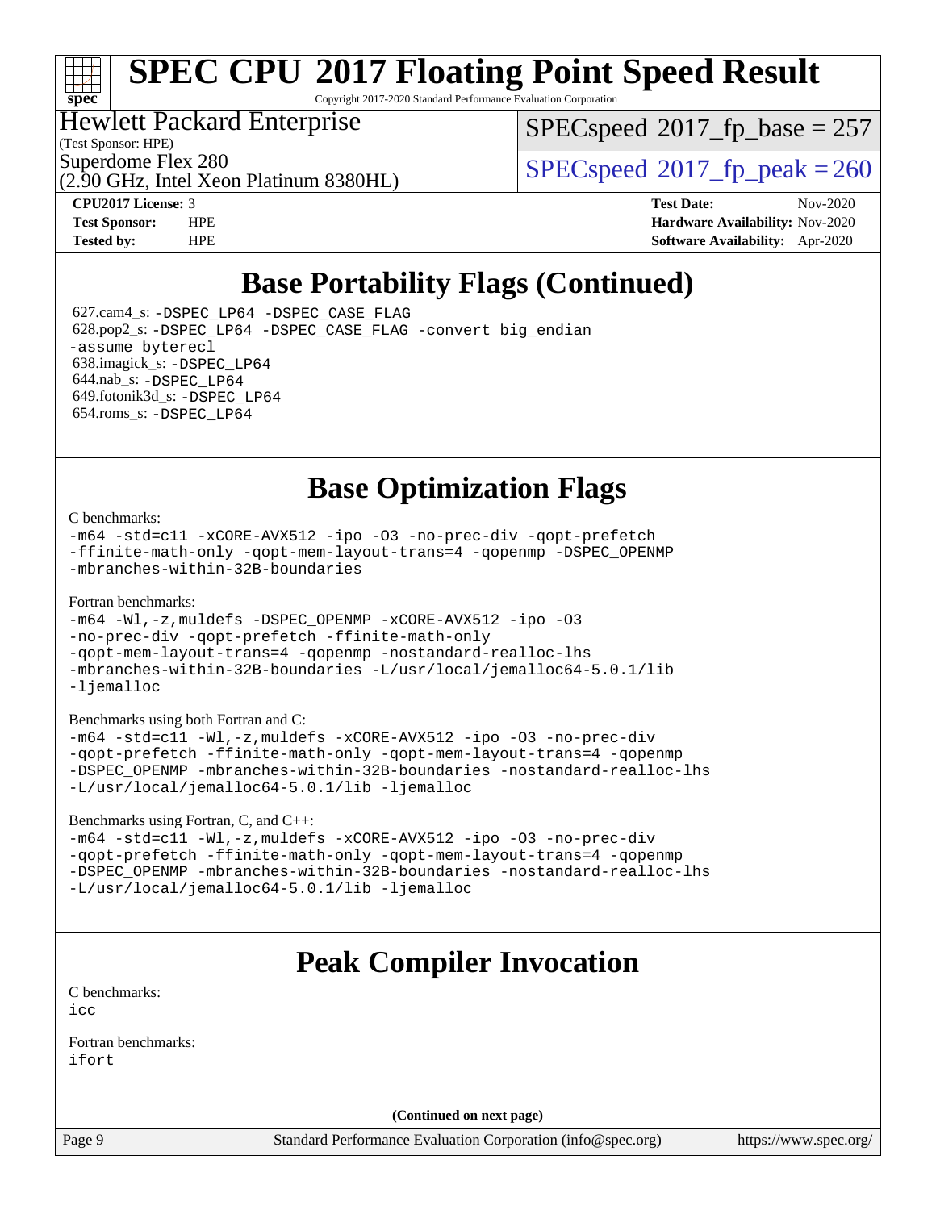## Base Portability Flags (Continued)

627.cam4_s: -DSPEC_LP64 -DSPEC_CASE_FLAG
628.pop2_s: -DSPEC_LP64 -DSPEC_CASE_FLAG -convert big_endian -assume byterecl
638.imagick_s: -DSPEC_LP64
644.nab_s: -DSPEC_LP64
649.fotonik3d_s: -DSPEC_LP64
654.roms_s: -DSPEC_LP64

## Base Optimization Flags

C benchmarks:
-m64 -std=c11 -xCORE-AVX512 -ipo -O3 -no-prec-div -qopt-prefetch -ffinite-math-only -qopt-mem-layout-trans=4 -qopenmp -DSPEC_OPENMP -mbranches-within-32B-boundaries

Fortran benchmarks:
-m64 -Wl,-z,muldefs -DSPEC_OPENMP -xCORE-AVX512 -ipo -O3 -no-prec-div -qopt-prefetch -ffinite-math-only -qopt-mem-layout-trans=4 -qopenmp -nostandard-realloc-lhs -mbranches-within-32B-boundaries -L/usr/local/jemalloc64-5.0.1/lib -ljemalloc

Benchmarks using both Fortran and C:
-m64 -std=c11 -Wl,-z,muldefs -xCORE-AVX512 -ipo -O3 -no-prec-div -qopt-prefetch -ffinite-math-only -qopt-mem-layout-trans=4 -qopenmp -DSPEC_OPENMP -mbranches-within-32B-boundaries -nostandard-realloc-lhs -L/usr/local/jemalloc64-5.0.1/lib -ljemalloc

Benchmarks using Fortran, C, and C++:
-m64 -std=c11 -Wl,-z,muldefs -xCORE-AVX512 -ipo -O3 -no-prec-div -qopt-prefetch -ffinite-math-only -qopt-mem-layout-trans=4 -qopenmp -DSPEC_OPENMP -mbranches-within-32B-boundaries -nostandard-realloc-lhs -L/usr/local/jemalloc64-5.0.1/lib -ljemalloc

## Peak Compiler Invocation

C benchmarks:
icc

Fortran benchmarks:
ifort

(Continued on next page)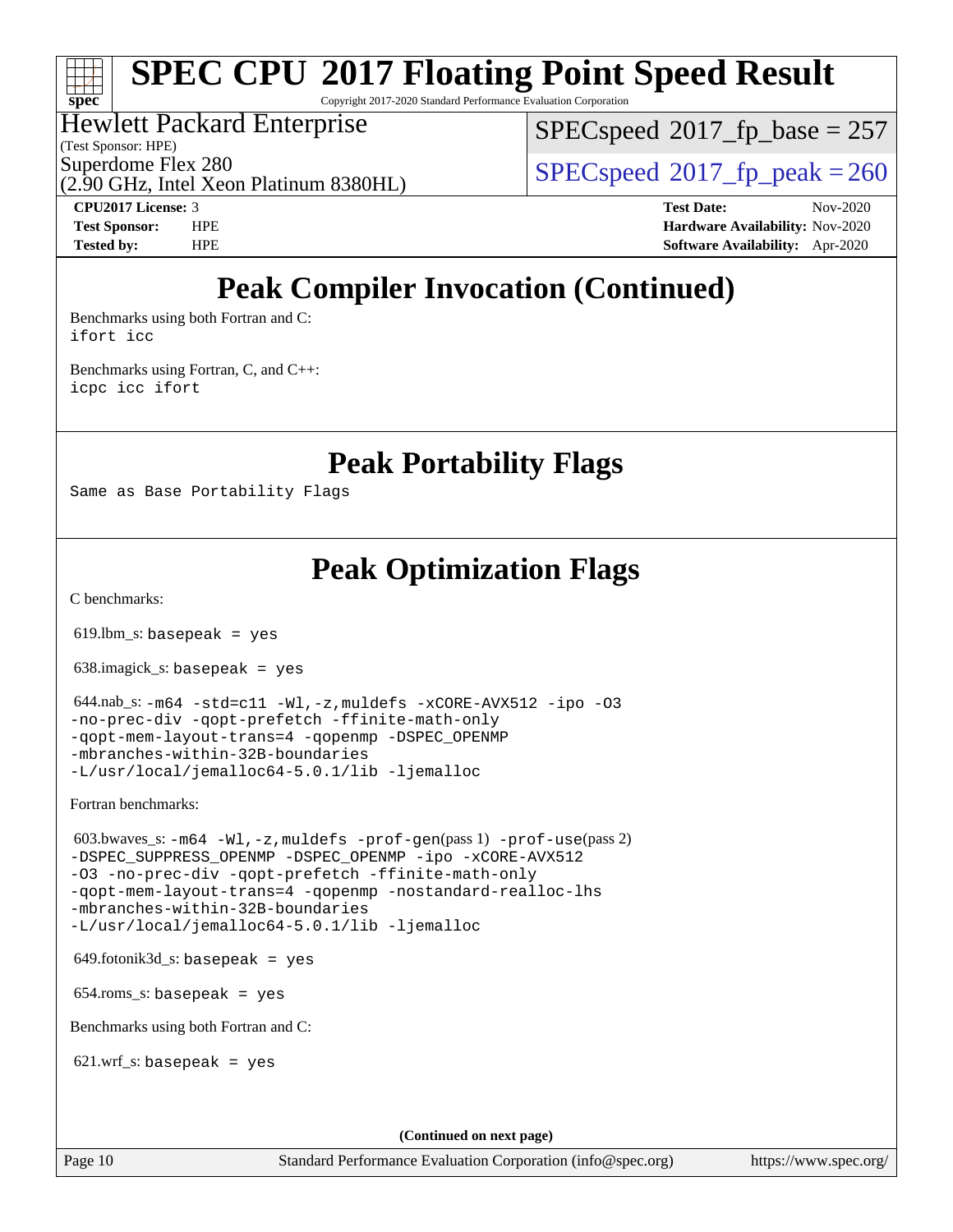# Peak Compiler Invocation (Continued)

Benchmarks using both Fortran and C:
`ifort icc`

Benchmarks using Fortran, C, and C++:
`icpc icc ifort`

# Peak Portability Flags

Same as Base Portability Flags

# Peak Optimization Flags

C benchmarks:

619.lbm_s: `basepeak = yes`

638.imagick_s: `basepeak = yes`

644.nab_s: `-m64 -std=c11 -Wl,-z,muldefs -xCORE-AVX512 -ipo -O3 -no-prec-div -qopt-prefetch -ffinite-math-only -qopt-mem-layout-trans=4 -qopenmp -DSPEC_OPENMP -mbranches-within-32B-boundaries -L/usr/local/jemalloc64-5.0.1/lib -ljemalloc`

Fortran benchmarks:

603.bwaves_s: `-m64 -Wl,-z,muldefs -prof-gen`(pass 1) `-prof-use`(pass 2) `-DSPEC_SUPPRESS_OPENMP -DSPEC_OPENMP -ipo -xCORE-AVX512 -O3 -no-prec-div -qopt-prefetch -ffinite-math-only -qopt-mem-layout-trans=4 -qopenmp -nostandard-realloc-lhs -mbranches-within-32B-boundaries -L/usr/local/jemalloc64-5.0.1/lib -ljemalloc`

649.fotonik3d_s: `basepeak = yes`

654.roms_s: `basepeak = yes`

Benchmarks using both Fortran and C:

621.wrf_s: `basepeak = yes`

**(Continued on next page)**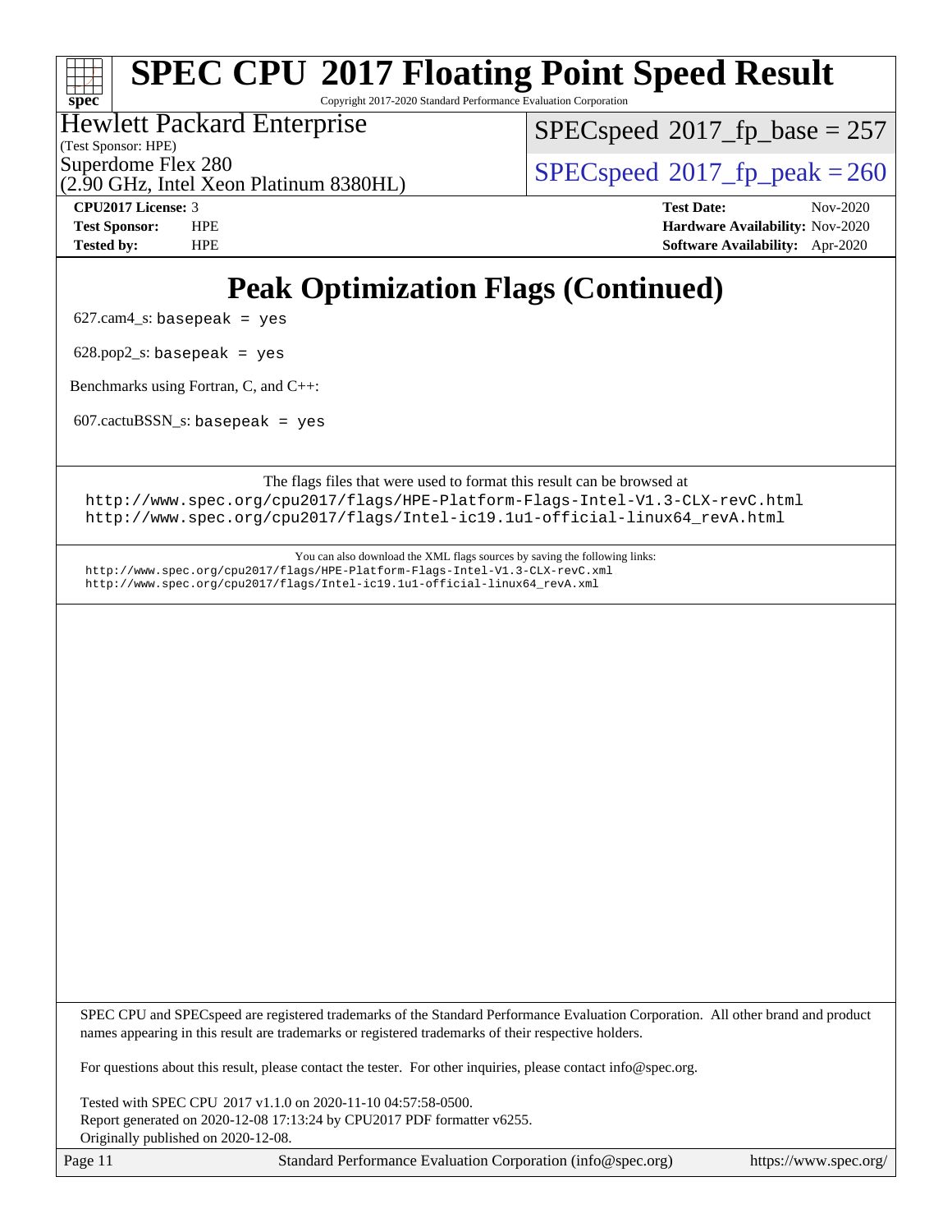# Peak Optimization Flags (Continued)

627.cam4_s: `basepeak = yes`

628.pop2_s: `basepeak = yes`

Benchmarks using Fortran, C, and C++:

607.cactuBSSN_s: `basepeak = yes`

The flags files that were used to format this result can be browsed at

http://www.spec.org/cpu2017/flags/HPE-Platform-Flags-Intel-V1.3-CLX-revC.html
http://www.spec.org/cpu2017/flags/Intel-ic19.1u1-official-linux64_revA.html

You can also download the XML flags sources by saving the following links:

http://www.spec.org/cpu2017/flags/HPE-Platform-Flags-Intel-V1.3-CLX-revC.xml
http://www.spec.org/cpu2017/flags/Intel-ic19.1u1-official-linux64_revA.xml

SPEC CPU and SPECspeed are registered trademarks of the Standard Performance Evaluation Corporation. All other brand and product names appearing in this result are trademarks or registered trademarks of their respective holders.

For questions about this result, please contact the tester. For other inquiries, please contact info@spec.org.

Tested with SPEC CPU 2017 v1.1.0 on 2020-11-10 04:57:58-0500.
Report generated on 2020-12-08 17:13:24 by CPU2017 PDF formatter v6255.
Originally published on 2020-12-08.